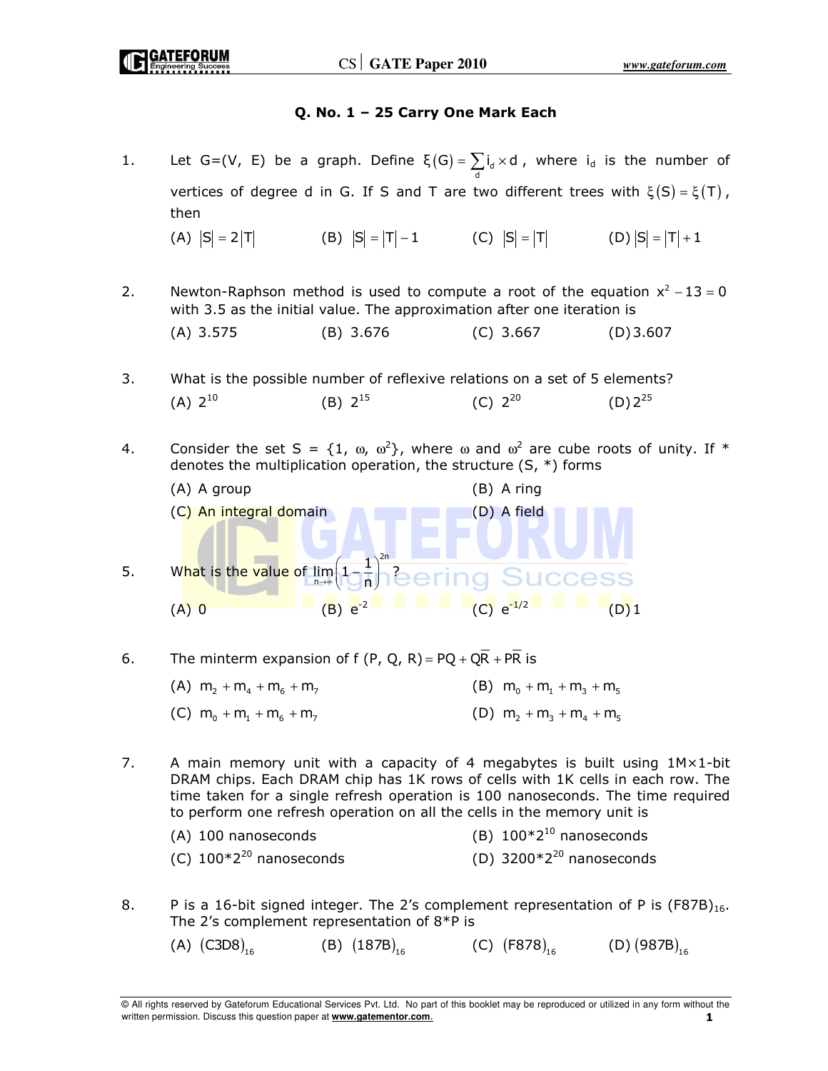### Q. No. 1 – 25 Carry One Mark Each

1. Let G=(V, E) be a graph. Define $\xi(G) = \sum_d i_d \times d$, where $i_d$ is the number of vertices of degree d in G. If S and T are two different trees with $\xi(S) = \xi(T)$, then

   (A) $|S| = 2|T|$ (B) $|S| = |T| - 1$ (C) $|S| = |T|$ (D) $|S| = |T| + 1$

2. Newton-Raphson method is used to compute a root of the equation $x^2 - 13 = 0$ with 3.5 as the initial value. The approximation after one iteration is

   (A) 3.575 (B) 3.676 (C) 3.667 (D) 3.607

3. What is the possible number of reflexive relations on a set of 5 elements?

   (A) $2^{10}$ (B) $2^{15}$ (C) $2^{20}$ (D) $2^{25}$

4. Consider the set S = {1, ω, ω²}, where ω and ω² are cube roots of unity. If * denotes the multiplication operation, the structure (S, *) forms

   (A) A group (B) A ring
   (C) An integral domain (D) A field

5. What is the value of $\lim_{n \to \infty} \left(1 - \frac{1}{n}\right)^{2n}$ ?

   (A) 0 (B) $e^{-2}$ (C) $e^{-1/2}$ (D) 1

6. The minterm expansion of $f(P, Q, R) = PQ + Q\overline{R} + P\overline{R}$ is

   (A) $m_2 + m_4 + m_6 + m_7$ (B) $m_0 + m_1 + m_3 + m_5$
   (C) $m_0 + m_1 + m_6 + m_7$ (D) $m_2 + m_3 + m_4 + m_5$

7. A main memory unit with a capacity of 4 megabytes is built using 1M×1-bit DRAM chips. Each DRAM chip has 1K rows of cells with 1K cells in each row. The time taken for a single refresh operation is 100 nanoseconds. The time required to perform one refresh operation on all the cells in the memory unit is

   (A) 100 nanoseconds (B) $100*2^{10}$ nanoseconds
   (C) $100*2^{20}$ nanoseconds (D) $3200*2^{20}$ nanoseconds

8. P is a 16-bit signed integer. The 2's complement representation of P is $(F87B)_{16}$. The 2's complement representation of 8*P is

   (A) $(C3D8)_{16}$ (B) $(187B)_{16}$ (C) $(F878)_{16}$ (D) $(987B)_{16}$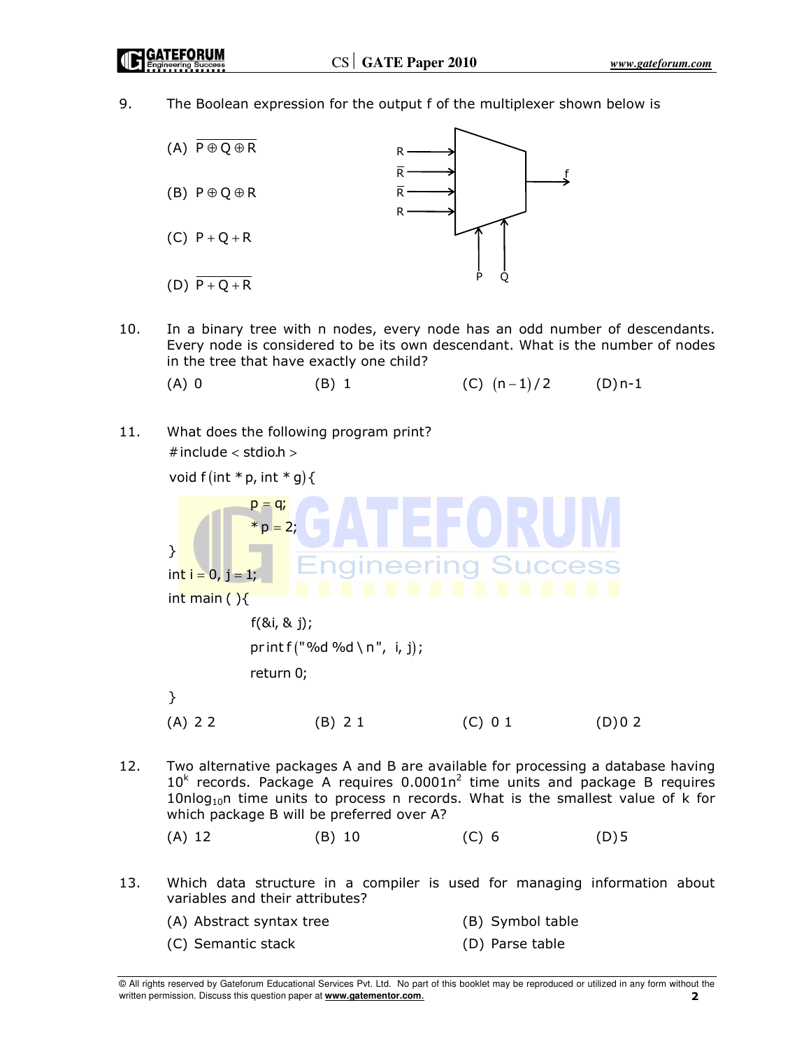9. The Boolean expression for the output f of the multiplexer shown below is

(A) $\overline{P \oplus Q \oplus R}$

(B) $P \oplus Q \oplus R$

(C) $P + Q + R$

(D) $\overline{P + Q + R}$

Multiplexer inputs: $R$, $\overline{R}$, $\overline{R}$, $R$; select lines: $P$, $Q$; output: $f$

10. In a binary tree with n nodes, every node has an odd number of descendants. Every node is considered to be its own descendant. What is the number of nodes in the tree that have exactly one child?

(A) 0 (B) 1 (C) $(n-1)/2$ (D) n-1

11. What does the following program print?

```
#include < stdio.h >
void f(int * p, int * g){
        p = q;
        * p = 2;
}
int i = 0, j = 1;
int main ( ){
        f(&i, & j);
        printf("%d %d \ n", i, j);
        return 0;
}
```

(A) 2 2 (B) 2 1 (C) 0 1 (D) 0 2

12. Two alternative packages A and B are available for processing a database having $10^k$ records. Package A requires $0.0001n^2$ time units and package B requires $10n\log_{10}n$ time units to process n records. What is the smallest value of k for which package B will be preferred over A?

(A) 12 (B) 10 (C) 6 (D) 5

13. Which data structure in a compiler is used for managing information about variables and their attributes?

(A) Abstract syntax tree

(B) Symbol table

(C) Semantic stack

(D) Parse table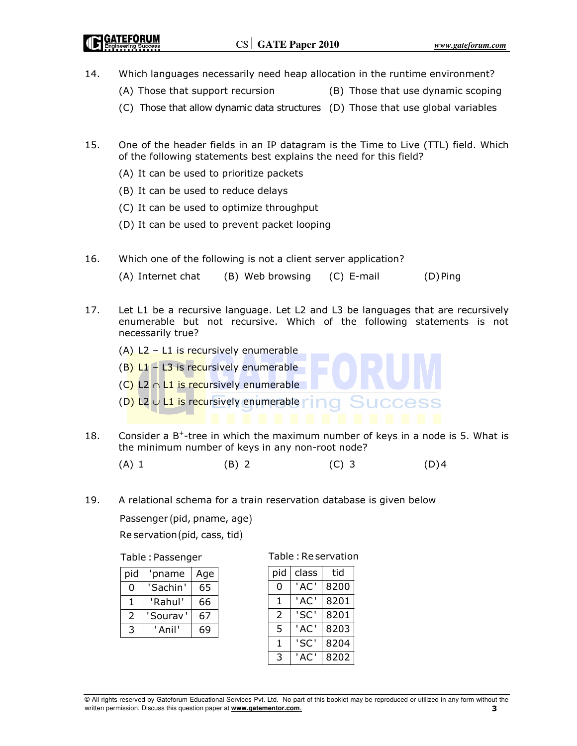14. Which languages necessarily need heap allocation in the runtime environment?

    (A) Those that support recursion
    (B) Those that use dynamic scoping
    (C) Those that allow dynamic data structures
    (D) Those that use global variables

15. One of the header fields in an IP datagram is the Time to Live (TTL) field. Which of the following statements best explains the need for this field?

    (A) It can be used to prioritize packets
    (B) It can be used to reduce delays
    (C) It can be used to optimize throughput
    (D) It can be used to prevent packet looping

16. Which one of the following is not a client server application?

    (A) Internet chat
    (B) Web browsing
    (C) E-mail
    (D) Ping

17. Let L1 be a recursive language. Let L2 and L3 be languages that are recursively enumerable but not recursive. Which of the following statements is not necessarily true?

    (A) L2 – L1 is recursively enumerable
    (B) L1 – L3 is recursively enumerable
    (C) L2 $\cap$ L1 is recursively enumerable
    (D) L2 $\cup$ L1 is recursively enumerable

18. Consider a $B^+$-tree in which the maximum number of keys in a node is 5. What is the minimum number of keys in any non-root node?

    (A) 1
    (B) 2
    (C) 3
    (D) 4

19. A relational schema for a train reservation database is given below

    Passenger (pid, pname, age)

    Reservation (pid, cass, tid)

Table : Passenger

| pid | 'pname | Age |
|---|---|---|
| 0 | 'Sachin' | 65 |
| 1 | 'Rahul' | 66 |
| 2 | 'Sourav' | 67 |
| 3 | 'Anil' | 69 |

Table : Reservation

| pid | class | tid |
|---|---|---|
| 0 | 'AC' | 8200 |
| 1 | 'AC' | 8201 |
| 2 | 'SC' | 8201 |
| 5 | 'AC' | 8203 |
| 1 | 'SC' | 8204 |
| 3 | 'AC' | 8202 |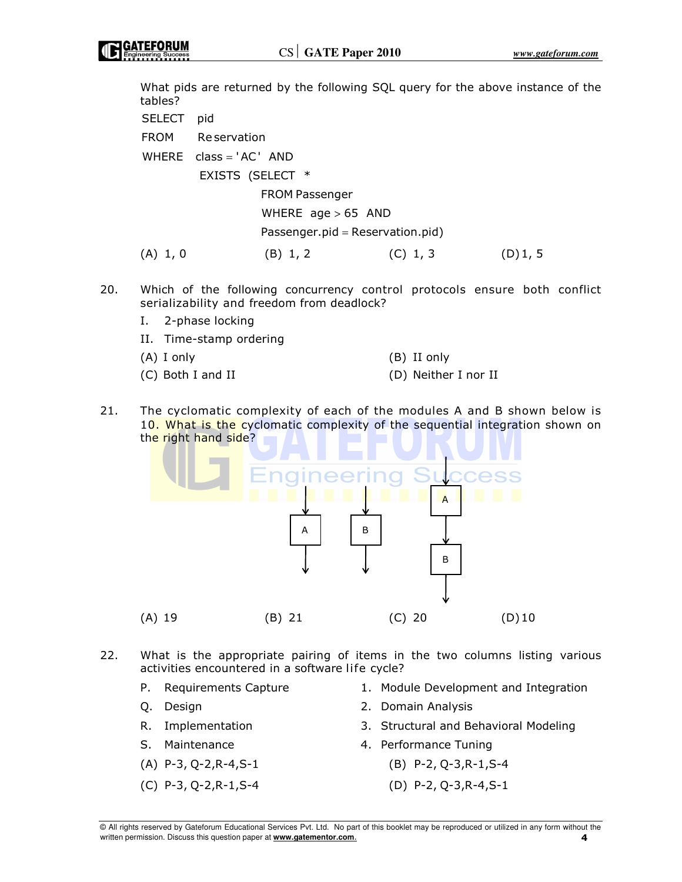What pids are returned by the following SQL query for the above instance of the tables?

```
SELECT  pid
FROM    Reservation
WHERE   class = 'AC'  AND
        EXISTS  (SELECT  *
                 FROM Passenger
                 WHERE  age > 65  AND
                 Passenger.pid = Reservation.pid)
```

(A) 1, 0 (B) 1, 2 (C) 1, 3 (D) 1, 5

20. Which of the following concurrency control protocols ensure both conflict serializability and freedom from deadlock?

I. 2-phase locking

II. Time-stamp ordering

(A) I only (B) II only

(C) Both I and II (D) Neither I nor II

21. The cyclomatic complexity of each of the modules A and B shown below is 10. What is the cyclomatic complexity of the sequential integration shown on the right hand side?

(A) 19 (B) 21 (C) 20 (D) 10

22. What is the appropriate pairing of items in the two columns listing various activities encountered in a software life cycle?

P. Requirements Capture 1. Module Development and Integration

Q. Design 2. Domain Analysis

R. Implementation 3. Structural and Behavioral Modeling

S. Maintenance 4. Performance Tuning

(A) P-3, Q-2, R-4, S-1 (B) P-2, Q-3, R-1, S-4

(C) P-3, Q-2, R-1, S-4 (D) P-2, Q-3, R-4, S-1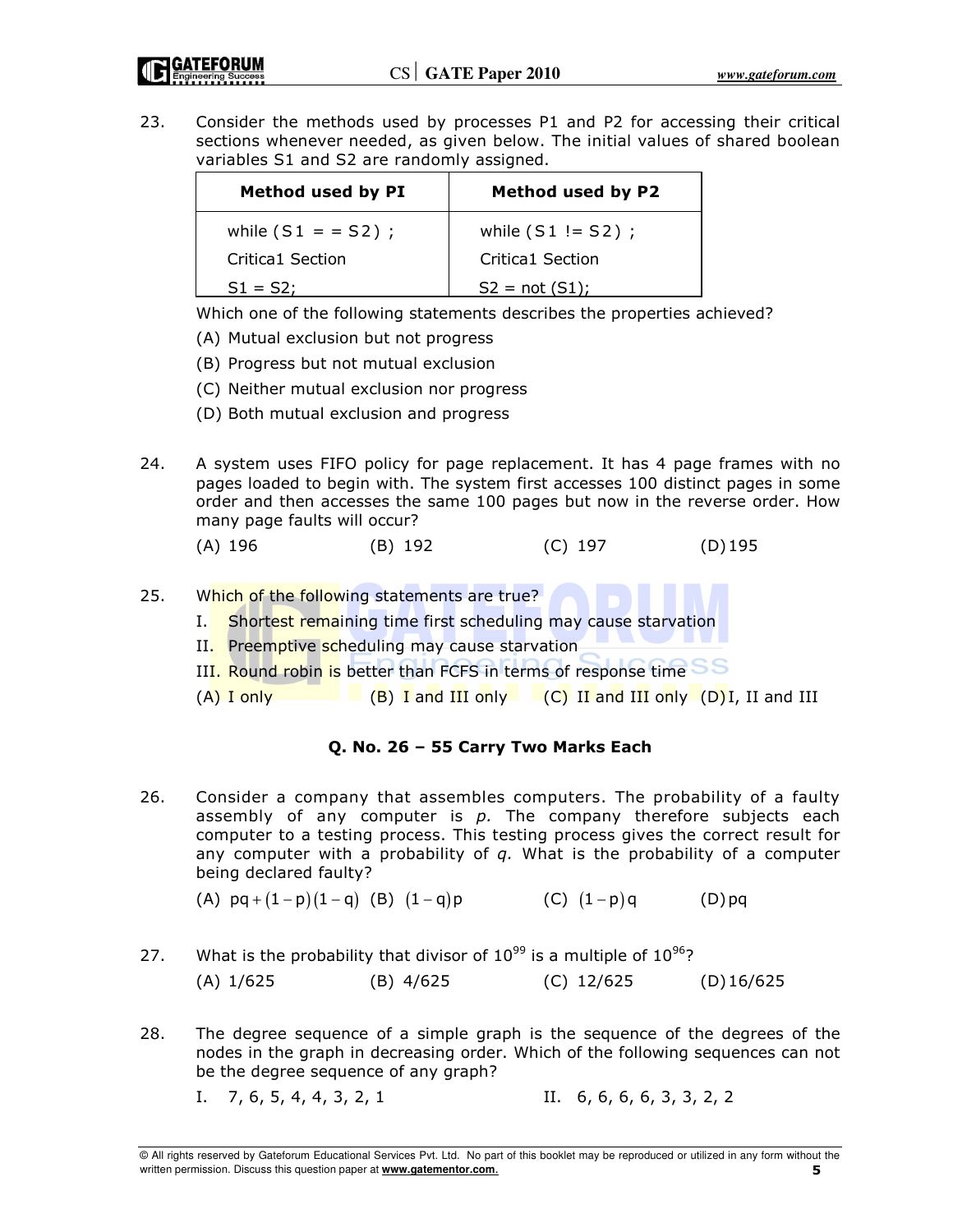23. Consider the methods used by processes P1 and P2 for accessing their critical sections whenever needed, as given below. The initial values of shared boolean variables S1 and S2 are randomly assigned.

| Method used by PI | Method used by P2 |
|---|---|
| while (S1 = = S2) ;<br>Critica1 Section<br>S1 = S2; | while (S1 != S2) ;<br>Critica1 Section<br>S2 = not (S1); |

Which one of the following statements describes the properties achieved?

(A) Mutual exclusion but not progress

(B) Progress but not mutual exclusion

(C) Neither mutual exclusion nor progress

(D) Both mutual exclusion and progress

24. A system uses FIFO policy for page replacement. It has 4 page frames with no pages loaded to begin with. The system first accesses 100 distinct pages in some order and then accesses the same 100 pages but now in the reverse order. How many page faults will occur?

(A) 196 (B) 192 (C) 197 (D) 195

25. Which of the following statements are true?

I. Shortest remaining time first scheduling may cause starvation

II. Preemptive scheduling may cause starvation

III. Round robin is better than FCFS in terms of response time

(A) I only (B) I and III only (C) II and III only (D) I, II and III

**Q. No. 26 – 55 Carry Two Marks Each**

26. Consider a company that assembles computers. The probability of a faulty assembly of any computer is *p.* The company therefore subjects each computer to a testing process. This testing process gives the correct result for any computer with a probability of *q.* What is the probability of a computer being declared faulty?

(A) $pq + (1-p)(1-q)$ (B) $(1-q)p$ (C) $(1-p)q$ (D) $pq$

27. What is the probability that divisor of $10^{99}$ is a multiple of $10^{96}$?

(A) 1/625 (B) 4/625 (C) 12/625 (D) 16/625

28. The degree sequence of a simple graph is the sequence of the degrees of the nodes in the graph in decreasing order. Which of the following sequences can not be the degree sequence of any graph?

I. 7, 6, 5, 4, 4, 3, 2, 1

II. 6, 6, 6, 6, 3, 3, 2, 2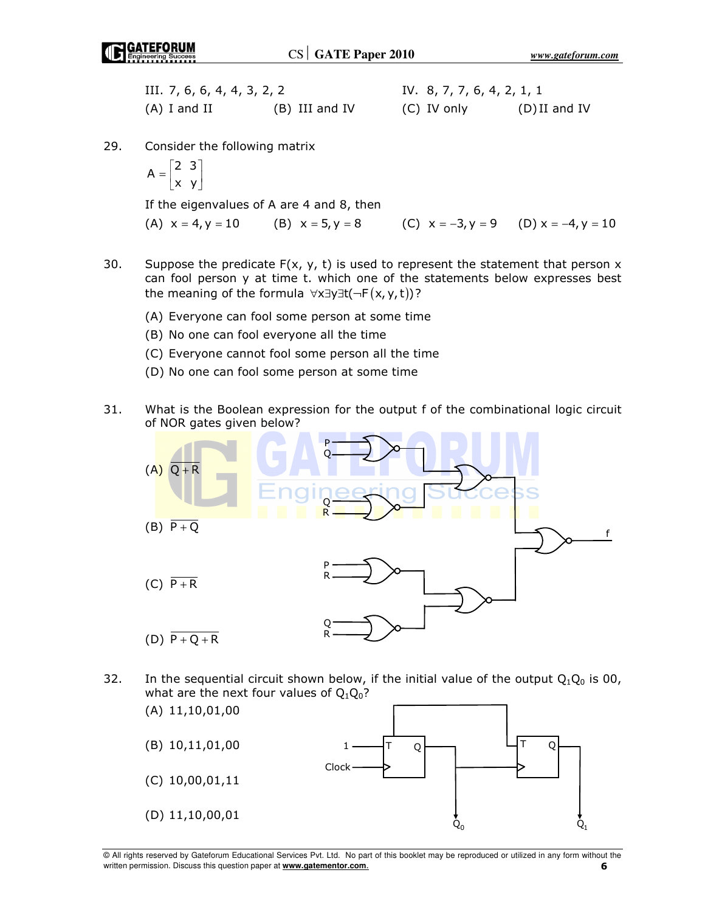III. 7, 6, 6, 4, 4, 3, 2, 2

IV. 8, 7, 7, 6, 4, 2, 1, 1

(A) I and II (B) III and IV (C) IV only (D) II and IV

29. Consider the following matrix

$$A = \begin{bmatrix} 2 & 3 \\ x & y \end{bmatrix}$$

If the eigenvalues of A are 4 and 8, then

(A) $x = 4, y = 10$ (B) $x = 5, y = 8$ (C) $x = -3, y = 9$ (D) $x = -4, y = 10$

30. Suppose the predicate F(x, y, t) is used to represent the statement that person x can fool person y at time t. which one of the statements below expresses best the meaning of the formula $\forall x \exists y \exists t (\neg F(x, y, t))$?

(A) Everyone can fool some person at some time

(B) No one can fool everyone all the time

(C) Everyone cannot fool some person all the time

(D) No one can fool some person at some time

31. What is the Boolean expression for the output f of the combinational logic circuit of NOR gates given below?

(A) $\overline{Q + R}$

(B) $\overline{P + Q}$

(C) $\overline{P + R}$

(D) $\overline{P + Q + R}$

32. In the sequential circuit shown below, if the initial value of the output $Q_1Q_0$ is 00, what are the next four values of $Q_1Q_0$?

(A) 11,10,01,00

(B) 10,11,01,00

(C) 10,00,01,11

(D) 11,10,00,01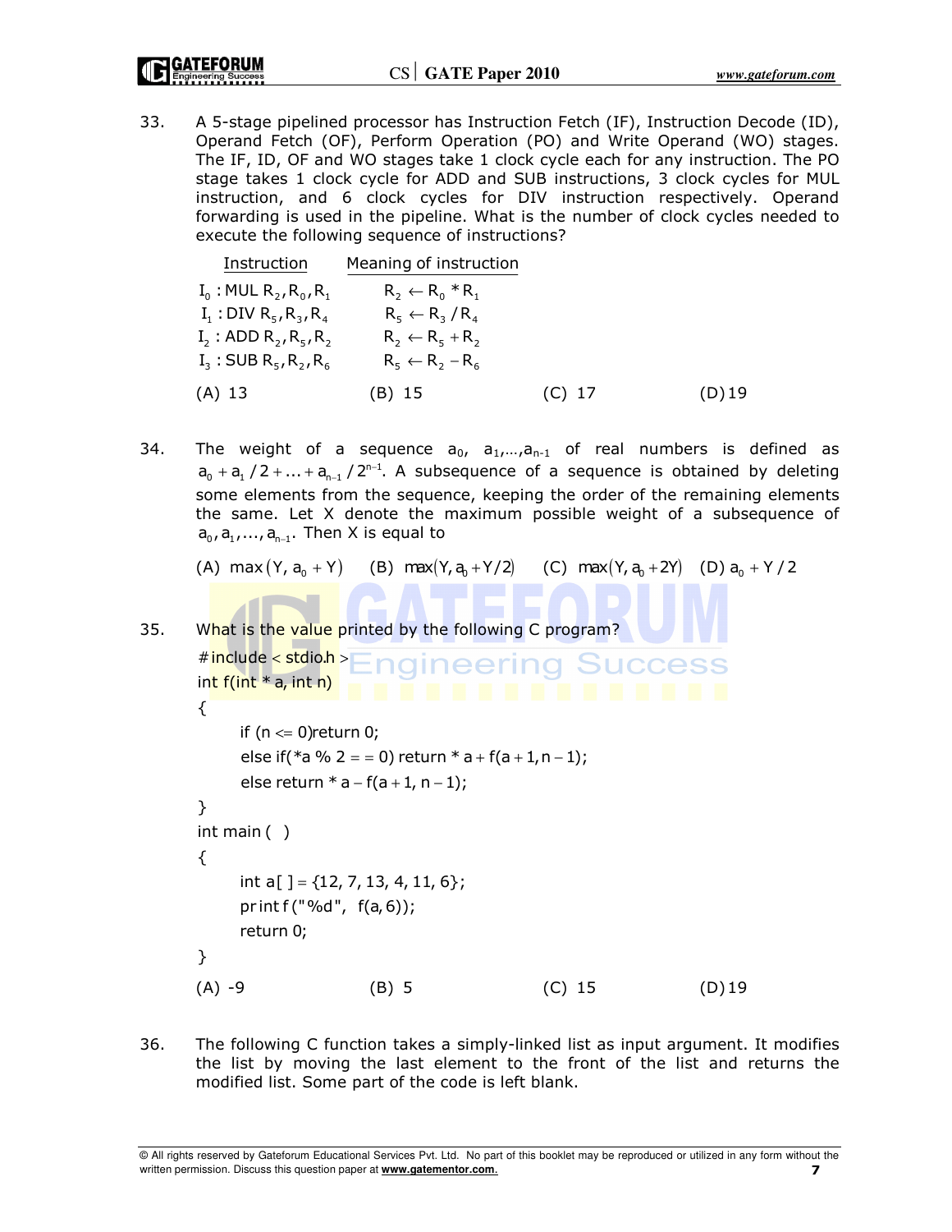33. A 5-stage pipelined processor has Instruction Fetch (IF), Instruction Decode (ID), Operand Fetch (OF), Perform Operation (PO) and Write Operand (WO) stages. The IF, ID, OF and WO stages take 1 clock cycle each for any instruction. The PO stage takes 1 clock cycle for ADD and SUB instructions, 3 clock cycles for MUL instruction, and 6 clock cycles for DIV instruction respectively. Operand forwarding is used in the pipeline. What is the number of clock cycles needed to execute the following sequence of instructions?

| Instruction | Meaning of instruction |
|---|---|
| $I_0$ : MUL $R_2, R_0, R_1$ | $R_2 \leftarrow R_0 * R_1$ |
| $I_1$ : DIV $R_5, R_3, R_4$ | $R_5 \leftarrow R_3 / R_4$ |
| $I_2$ : ADD $R_2, R_5, R_2$ | $R_2 \leftarrow R_5 + R_2$ |
| $I_3$ : SUB $R_5, R_2, R_6$ | $R_5 \leftarrow R_2 - R_6$ |

(A) 13 (B) 15 (C) 17 (D) 19

34. The weight of a sequence $a_0, a_1, \ldots, a_{n-1}$ of real numbers is defined as $a_0 + a_1/2 + \ldots + a_{n-1}/2^{n-1}$. A subsequence of a sequence is obtained by deleting some elements from the sequence, keeping the order of the remaining elements the same. Let X denote the maximum possible weight of a subsequence of $a_0, a_1, \ldots, a_{n-1}$. Then X is equal to

(A) $\max(Y, a_0 + Y)$ (B) $\max(Y, a_0 + Y/2)$ (C) $\max(Y, a_0 + 2Y)$ (D) $a_0 + Y/2$

35. What is the value printed by the following C program?

```
#include < stdio.h >
int f(int * a, int n)
{
    if (n <= 0)return 0;
    else if(*a % 2 = = 0) return * a + f(a + 1, n - 1);
    else return * a - f(a + 1, n - 1);
}
int main ( )
{
    int a[ ] = {12, 7, 13, 4, 11, 6};
    printf ("%d", f(a, 6));
    return 0;
}
```

(A) -9 (B) 5 (C) 15 (D) 19

36. The following C function takes a simply-linked list as input argument. It modifies the list by moving the last element to the front of the list and returns the modified list. Some part of the code is left blank.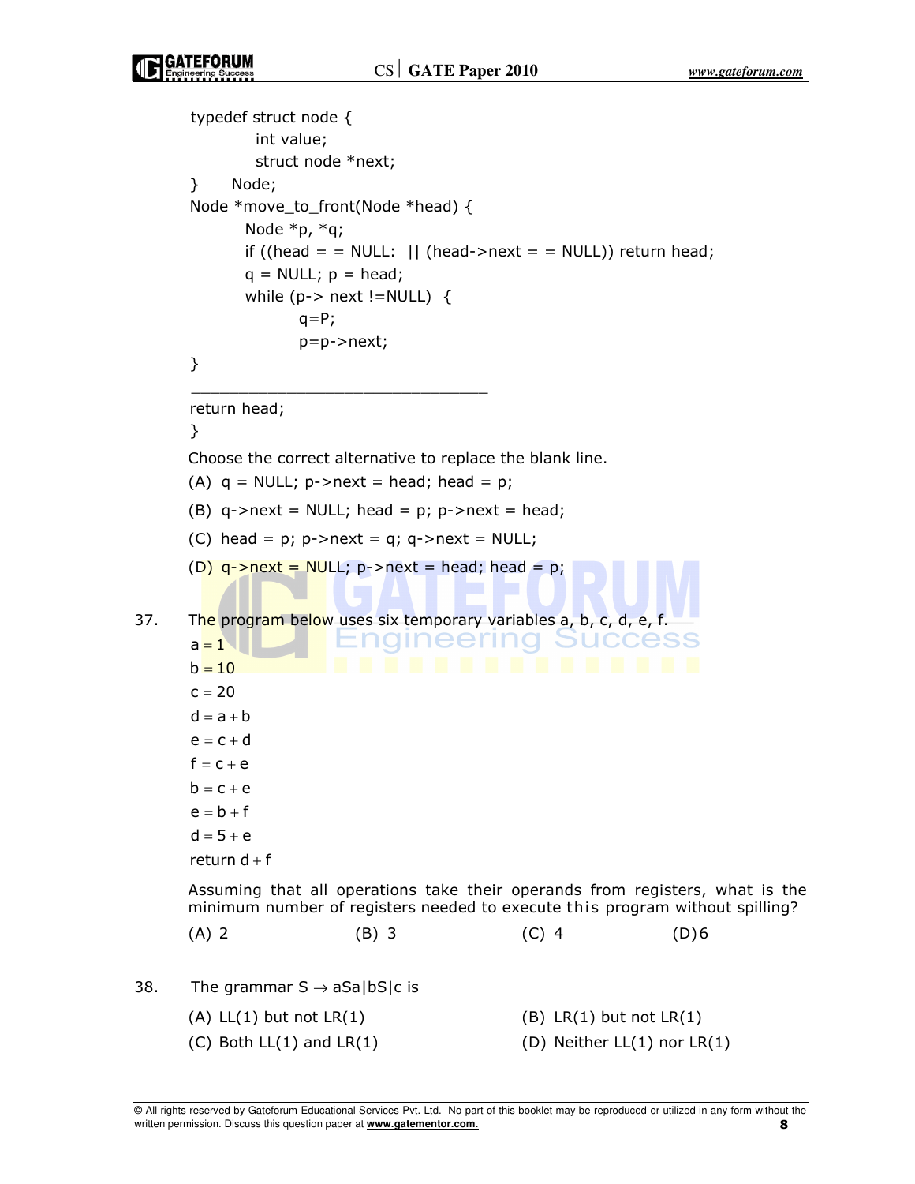```
typedef struct node {
        int value;
        struct node *next;
}    Node;
Node *move_to_front(Node *head) {
       Node *p, *q;
       if ((head = = NULL:  || (head->next = = NULL)) return head;
       q = NULL; p = head;
       while (p-> next !=NULL)  {
              q=P;
              p=p->next;
}
________________________________
return head;
}
```

Choose the correct alternative to replace the blank line.

(A) q = NULL; p->next = head; head = p;

(B) q->next = NULL; head = p; p->next = head;

(C) head = p; p->next = q; q->next = NULL;

(D) q->next = NULL; p->next = head; head = p;

37. The program below uses six temporary variables a, b, c, d, e, f.

$a = 1$
$b = 10$
$c = 20$
$d = a + b$
$e = c + d$
$f = c + e$
$b = c + e$
$e = b + f$
$d = 5 + e$
return $d + f$

Assuming that all operations take their operands from registers, what is the minimum number of registers needed to execute this program without spilling?

(A) 2 (B) 3 (C) 4 (D) 6

38. The grammar $S \rightarrow aSa|bS|c$ is

(A) LL(1) but not LR(1)

(B) LR(1) but not LR(1)

(C) Both LL(1) and LR(1)

(D) Neither LL(1) nor LR(1)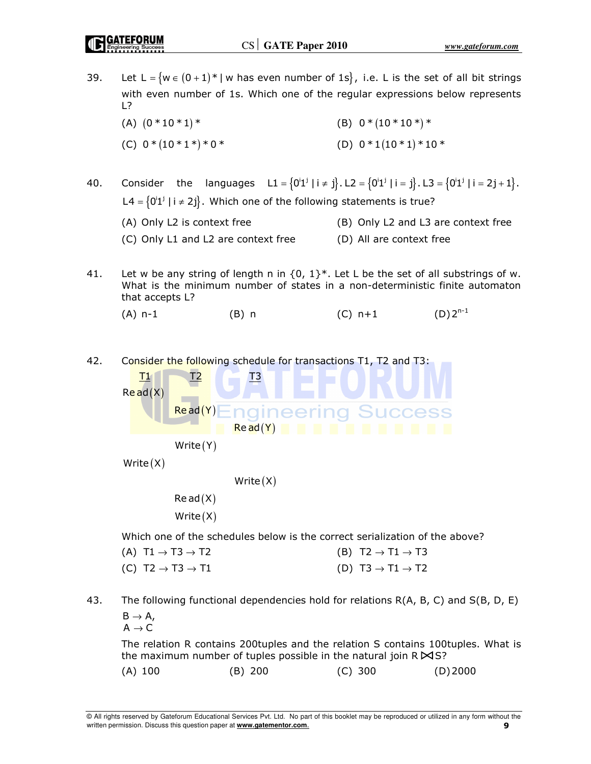39. Let $L = \{w \in (0+1)^* \mid w \text{ has even number of 1s}\}$, i.e. L is the set of all bit strings with even number of 1s. Which one of the regular expressions below represents L?

(A) $(0^*10^*1)^*$

(B) $0^*(10^*10^*)^*$

(C) $0^*(10^*1^*)^*0^*$

(D) $0^*1(10^*1)^*10^*$

40. Consider the languages $L1 = \{0^i1^j \mid i \neq j\}$. $L2 = \{0^i1^j \mid i = j\}$. $L3 = \{0^i1^j \mid i = 2j+1\}$. $L4 = \{0^i1^j \mid i \neq 2j\}$. Which one of the following statements is true?

(A) Only L2 is context free

(B) Only L2 and L3 are context free

(C) Only L1 and L2 are context free

(D) All are context free

41. Let w be any string of length n in {0, 1}*. Let L be the set of all substrings of w. What is the minimum number of states in a non-deterministic finite automaton that accepts L?

(A) n-1

(B) n

(C) n+1

(D) $2^{n-1}$

42. Consider the following schedule for transactions T1, T2 and T3:

| T1 | T2 | T3 |
|---|---|---|
| Read(X) | | |
| | Read(Y) | |
| | | Read(Y) |
| | Write(Y) | |
| Write(X) | | |
| | | Write(X) |
| | Read(X) | |
| | Write(X) | |

Which one of the schedules below is the correct serialization of the above?

(A) $T1 \rightarrow T3 \rightarrow T2$

(B) $T2 \rightarrow T1 \rightarrow T3$

(C) $T2 \rightarrow T3 \rightarrow T1$

(D) $T3 \rightarrow T1 \rightarrow T2$

43. The following functional dependencies hold for relations R(A, B, C) and S(B, D, E)

$B \rightarrow A$,
$A \rightarrow C$

The relation R contains 200tuples and the relation S contains 100tuples. What is the maximum number of tuples possible in the natural join $R \bowtie S$?

(A) 100

(B) 200

(C) 300

(D) 2000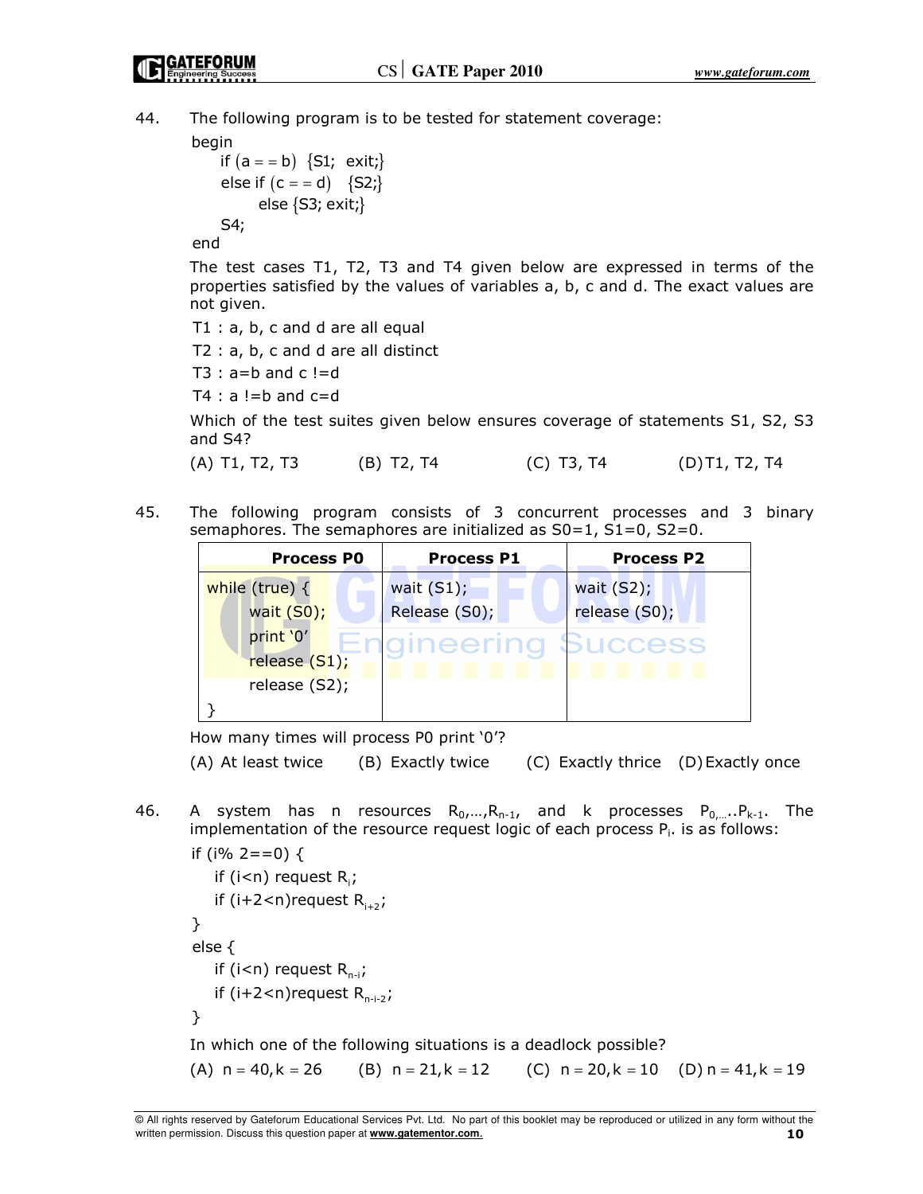44. The following program is to be tested for statement coverage:

```
begin
    if (a = = b)  {S1;  exit;}
    else if (c = = d)   {S2;}
          else {S3; exit;}
    S4;
end
```

The test cases T1, T2, T3 and T4 given below are expressed in terms of the properties satisfied by the values of variables a, b, c and d. The exact values are not given.

T1 : a, b, c and d are all equal

T2 : a, b, c and d are all distinct

T3 : a=b and c !=d

T4 : a !=b and c=d

Which of the test suites given below ensures coverage of statements S1, S2, S3 and S4?

(A) T1, T2, T3 (B) T2, T4 (C) T3, T4 (D) T1, T2, T4

45. The following program consists of 3 concurrent processes and 3 binary semaphores. The semaphores are initialized as S0=1, S1=0, S2=0.

| Process P0 | Process P1 | Process P2 |
|---|---|---|
| while (true) {<br>&nbsp;&nbsp;&nbsp;&nbsp;wait (S0);<br>&nbsp;&nbsp;&nbsp;&nbsp;print '0'<br>&nbsp;&nbsp;&nbsp;&nbsp;release (S1);<br>&nbsp;&nbsp;&nbsp;&nbsp;release (S2);<br>} | wait (S1);<br>Release (S0); | wait (S2);<br>release (S0); |

How many times will process P0 print '0'?

(A) At least twice (B) Exactly twice (C) Exactly thrice (D) Exactly once

46. A system has n resources $R_0,\ldots,R_{n-1}$, and k processes $P_{0,\ldots}..P_{k-1}$. The implementation of the resource request logic of each process $P_i$. is as follows:

```
if (i% 2==0) {
    if (i<n) request R_i;
    if (i+2<n)request R_{i+2};
}
else {
    if (i<n) request R_{n-i};
    if (i+2<n)request R_{n-i-2};
}
```

In which one of the following situations is a deadlock possible?

(A) $n = 40, k = 26$ (B) $n = 21, k = 12$ (C) $n = 20, k = 10$ (D) $n = 41, k = 19$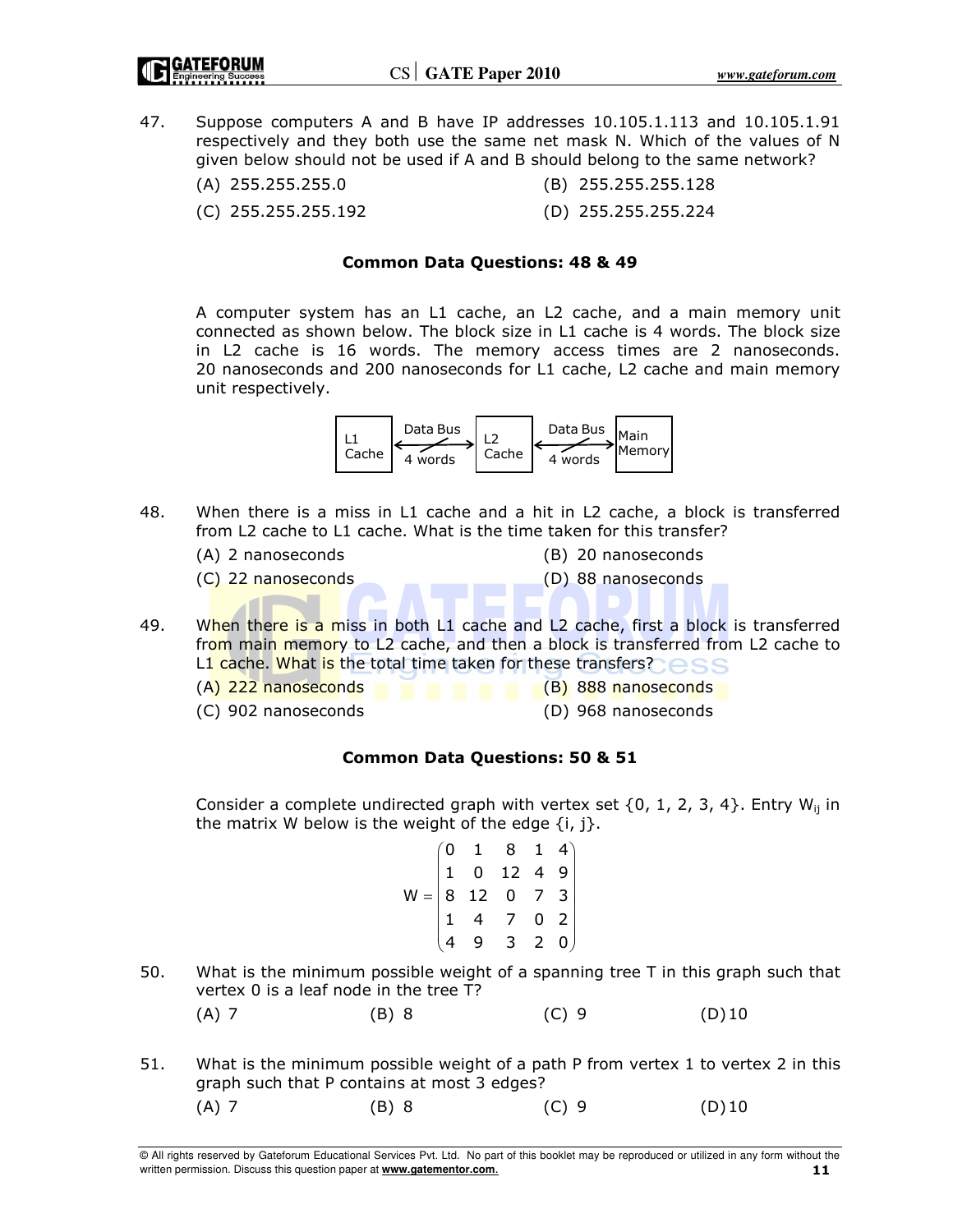47. Suppose computers A and B have IP addresses 10.105.1.113 and 10.105.1.91 respectively and they both use the same net mask N. Which of the values of N given below should not be used if A and B should belong to the same network?

    (A) 255.255.255.0 (B) 255.255.255.128

    (C) 255.255.255.192 (D) 255.255.255.224

### Common Data Questions: 48 & 49

A computer system has an L1 cache, an L2 cache, and a main memory unit connected as shown below. The block size in L1 cache is 4 words. The block size in L2 cache is 16 words. The memory access times are 2 nanoseconds. 20 nanoseconds and 200 nanoseconds for L1 cache, L2 cache and main memory unit respectively.

```
L1 Cache <--Data Bus / 4 words--> L2 Cache <--Data Bus / 4 words--> Main Memory
```

48. When there is a miss in L1 cache and a hit in L2 cache, a block is transferred from L2 cache to L1 cache. What is the time taken for this transfer?

    (A) 2 nanoseconds (B) 20 nanoseconds

    (C) 22 nanoseconds (D) 88 nanoseconds

49. When there is a miss in both L1 cache and L2 cache, first a block is transferred from main memory to L2 cache, and then a block is transferred from L2 cache to L1 cache. What is the total time taken for these transfers?

    (A) 222 nanoseconds (B) 888 nanoseconds

    (C) 902 nanoseconds (D) 968 nanoseconds

### Common Data Questions: 50 & 51

Consider a complete undirected graph with vertex set {0, 1, 2, 3, 4}. Entry $W_{ij}$ in the matrix W below is the weight of the edge {i, j}.

$$W = \begin{pmatrix} 0 & 1 & 8 & 1 & 4 \\ 1 & 0 & 12 & 4 & 9 \\ 8 & 12 & 0 & 7 & 3 \\ 1 & 4 & 7 & 0 & 2 \\ 4 & 9 & 3 & 2 & 0 \end{pmatrix}$$

50. What is the minimum possible weight of a spanning tree T in this graph such that vertex 0 is a leaf node in the tree T?

    (A) 7 (B) 8 (C) 9 (D) 10

51. What is the minimum possible weight of a path P from vertex 1 to vertex 2 in this graph such that P contains at most 3 edges?

    (A) 7 (B) 8 (C) 9 (D) 10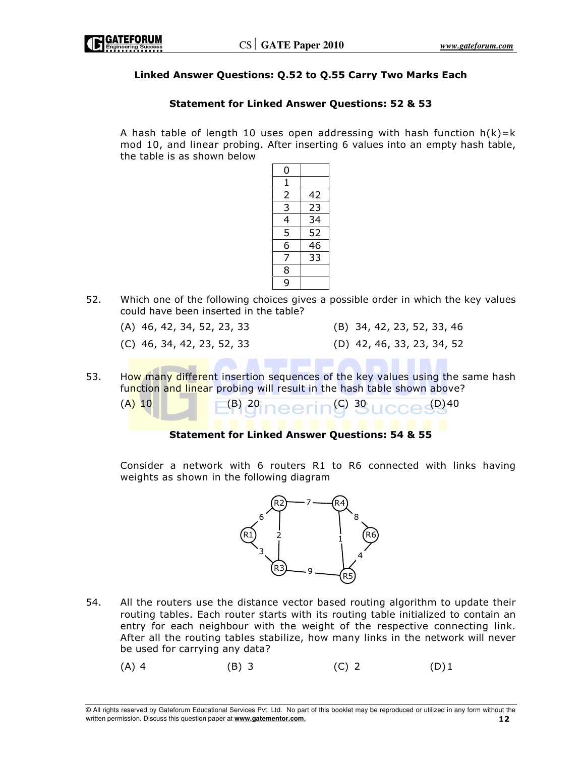### Linked Answer Questions: Q.52 to Q.55 Carry Two Marks Each

#### Statement for Linked Answer Questions: 52 & 53

A hash table of length 10 uses open addressing with hash function h(k)=k mod 10, and linear probing. After inserting 6 values into an empty hash table, the table is as shown below

| 0 | |
|---|---|
| 1 | |
| 2 | 42 |
| 3 | 23 |
| 4 | 34 |
| 5 | 52 |
| 6 | 46 |
| 7 | 33 |
| 8 | |
| 9 | |

52. Which one of the following choices gives a possible order in which the key values could have been inserted in the table?

(A) 46, 42, 34, 52, 23, 33

(B) 34, 42, 23, 52, 33, 46

(C) 46, 34, 42, 23, 52, 33

(D) 42, 46, 33, 23, 34, 52

53. How many different insertion sequences of the key values using the same hash function and linear probing will result in the hash table shown above?

(A) 10 (B) 20 (C) 30 (D) 40

#### Statement for Linked Answer Questions: 54 & 55

Consider a network with 6 routers R1 to R6 connected with links having weights as shown in the following diagram

| Link | Weight |
|---|---|
| R1 – R2 | 6 |
| R1 – R3 | 3 |
| R2 – R3 | 2 |
| R2 – R4 | 7 |
| R3 – R5 | 9 |
| R4 – R5 | 1 |
| R4 – R6 | 8 |
| R5 – R6 | 4 |

54. All the routers use the distance vector based routing algorithm to update their routing tables. Each router starts with its routing table initialized to contain an entry for each neighbour with the weight of the respective connecting link. After all the routing tables stabilize, how many links in the network will never be used for carrying any data?

(A) 4 (B) 3 (C) 2 (D) 1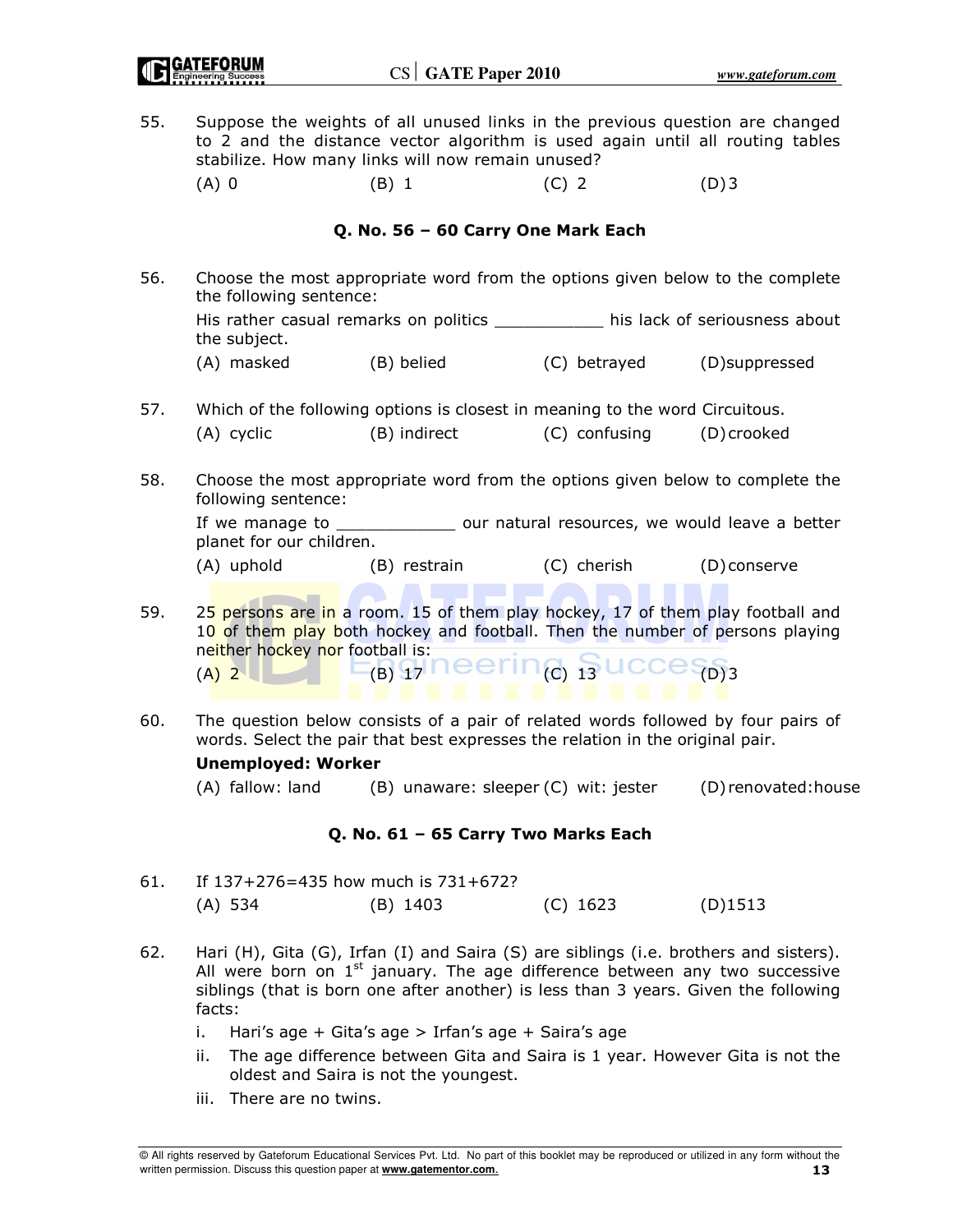55. Suppose the weights of all unused links in the previous question are changed to 2 and the distance vector algorithm is used again until all routing tables stabilize. How many links will now remain unused?

(A) 0 (B) 1 (C) 2 (D) 3

### Q. No. 56 – 60 Carry One Mark Each

56. Choose the most appropriate word from the options given below to the complete the following sentence:

His rather casual remarks on politics ___________ his lack of seriousness about the subject.

(A) masked (B) belied (C) betrayed (D) suppressed

57. Which of the following options is closest in meaning to the word Circuitous.

(A) cyclic (B) indirect (C) confusing (D) crooked

58. Choose the most appropriate word from the options given below to complete the following sentence:

If we manage to ____________ our natural resources, we would leave a better planet for our children.

(A) uphold (B) restrain (C) cherish (D) conserve

59. 25 persons are in a room. 15 of them play hockey, 17 of them play football and 10 of them play both hockey and football. Then the number of persons playing neither hockey nor football is:

(A) 2 (B) 17 (C) 13 (D) 3

60. The question below consists of a pair of related words followed by four pairs of words. Select the pair that best expresses the relation in the original pair.

**Unemployed: Worker**

(A) fallow: land (B) unaware: sleeper (C) wit: jester (D) renovated: house

### Q. No. 61 – 65 Carry Two Marks Each

61. If 137+276=435 how much is 731+672?

(A) 534 (B) 1403 (C) 1623 (D) 1513

62. Hari (H), Gita (G), Irfan (I) and Saira (S) are siblings (i.e. brothers and sisters). All were born on 1st january. The age difference between any two successive siblings (that is born one after another) is less than 3 years. Given the following facts:

i. Hari's age + Gita's age > Irfan's age + Saira's age

ii. The age difference between Gita and Saira is 1 year. However Gita is not the oldest and Saira is not the youngest.

iii. There are no twins.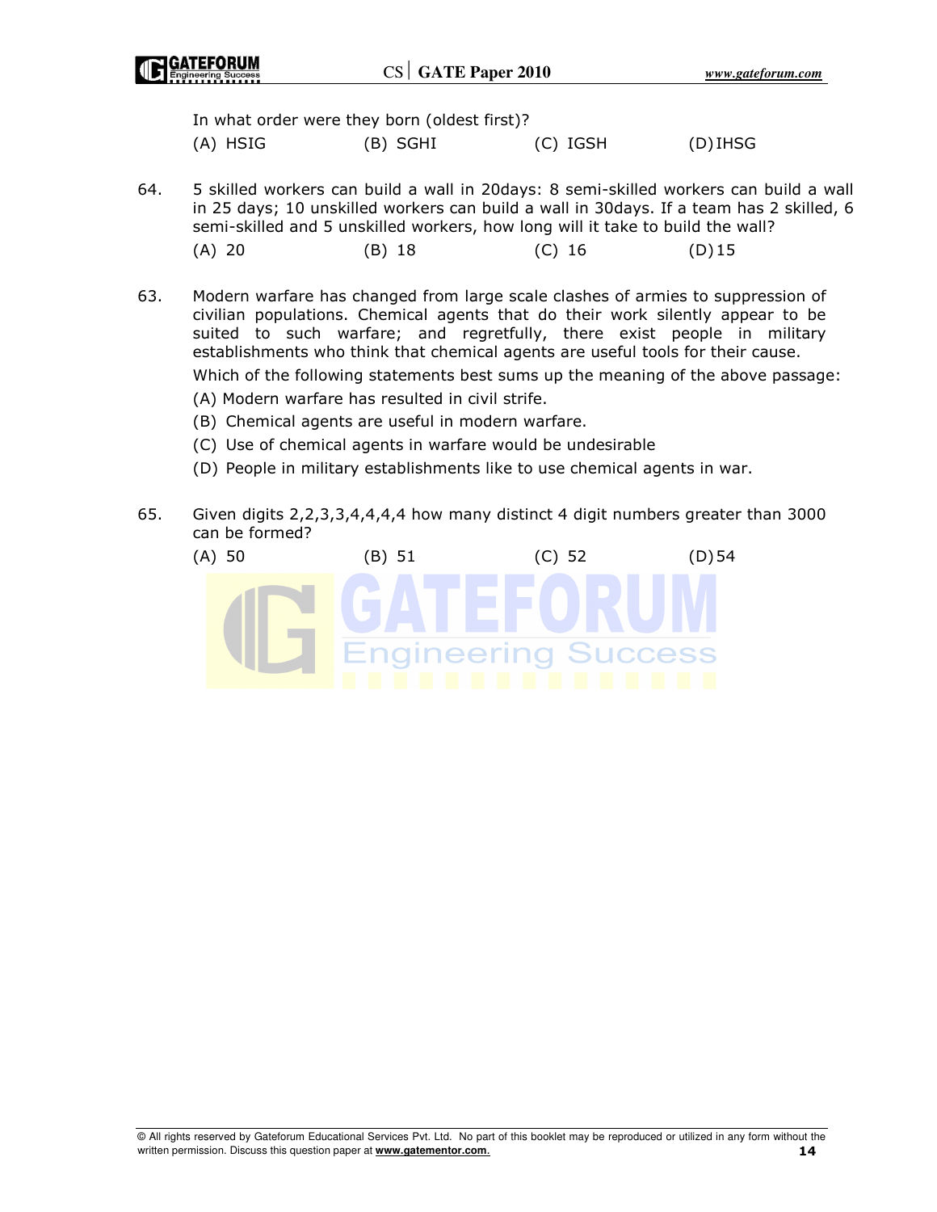In what order were they born (oldest first)?

(A) HSIG (B) SGHI (C) IGSH (D) IHSG

64. 5 skilled workers can build a wall in 20days: 8 semi-skilled workers can build a wall in 25 days; 10 unskilled workers can build a wall in 30days. If a team has 2 skilled, 6 semi-skilled and 5 unskilled workers, how long will it take to build the wall?

(A) 20 (B) 18 (C) 16 (D) 15

63. Modern warfare has changed from large scale clashes of armies to suppression of civilian populations. Chemical agents that do their work silently appear to be suited to such warfare; and regretfully, there exist people in military establishments who think that chemical agents are useful tools for their cause.

Which of the following statements best sums up the meaning of the above passage:

(A) Modern warfare has resulted in civil strife.

(B) Chemical agents are useful in modern warfare.

(C) Use of chemical agents in warfare would be undesirable

(D) People in military establishments like to use chemical agents in war.

65. Given digits 2,2,3,3,4,4,4,4 how many distinct 4 digit numbers greater than 3000 can be formed?

(A) 50 (B) 51 (C) 52 (D) 54